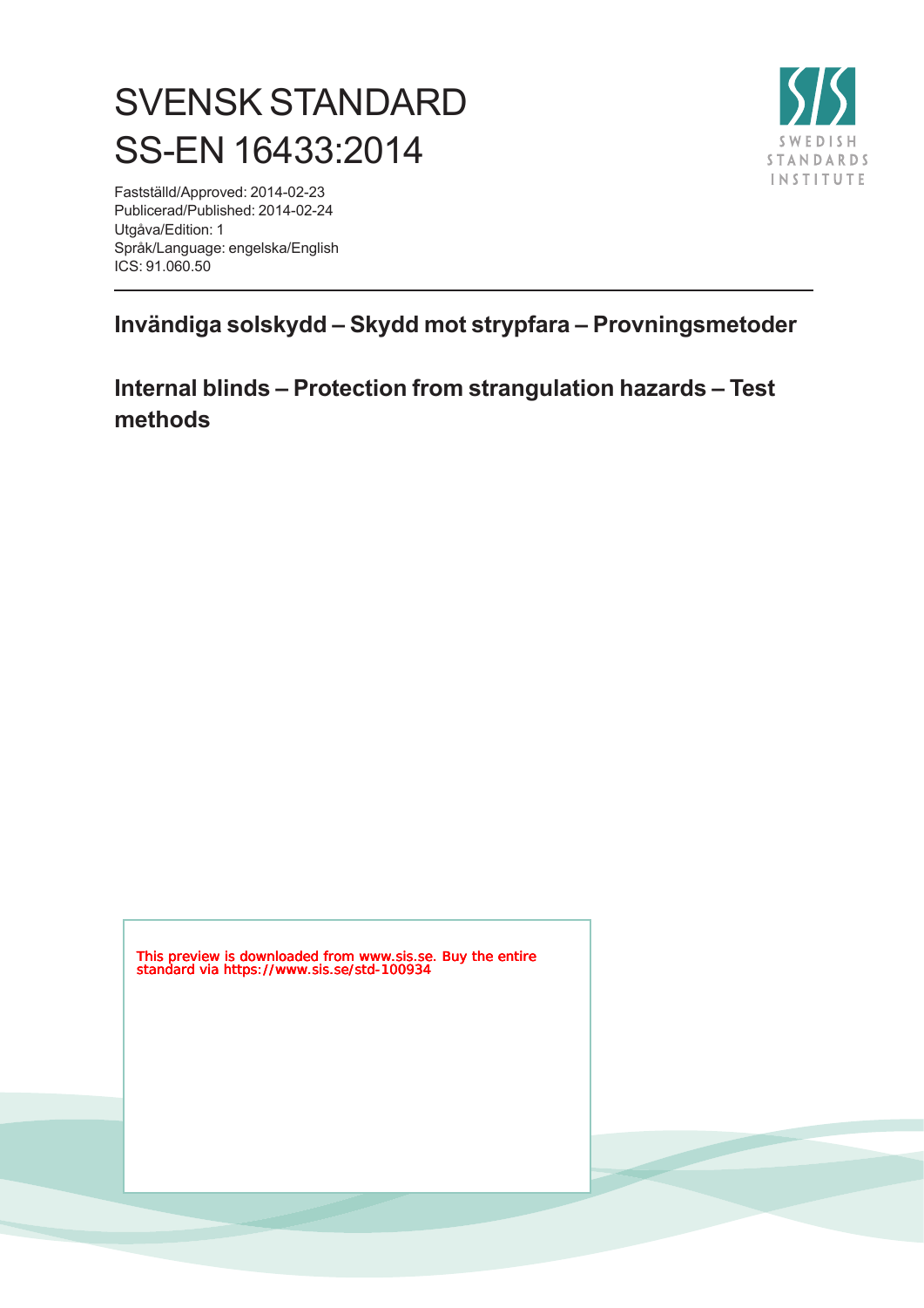# SVENSK STANDARD
# SS-EN 16433:2014

SWEDISH STANDARDS INSTITUTE

Fastställd/Approved: 2014-02-23
Publicerad/Published: 2014-02-24
Utgåva/Edition: 1
Språk/Language: engelska/English
ICS: 91.060.50

## Invändiga solskydd – Skydd mot strypfara – Provningsmetoder

## Internal blinds – Protection from strangulation hazards – Test methods

This preview is downloaded from www.sis.se. Buy the entire standard via https://www.sis.se/std-100934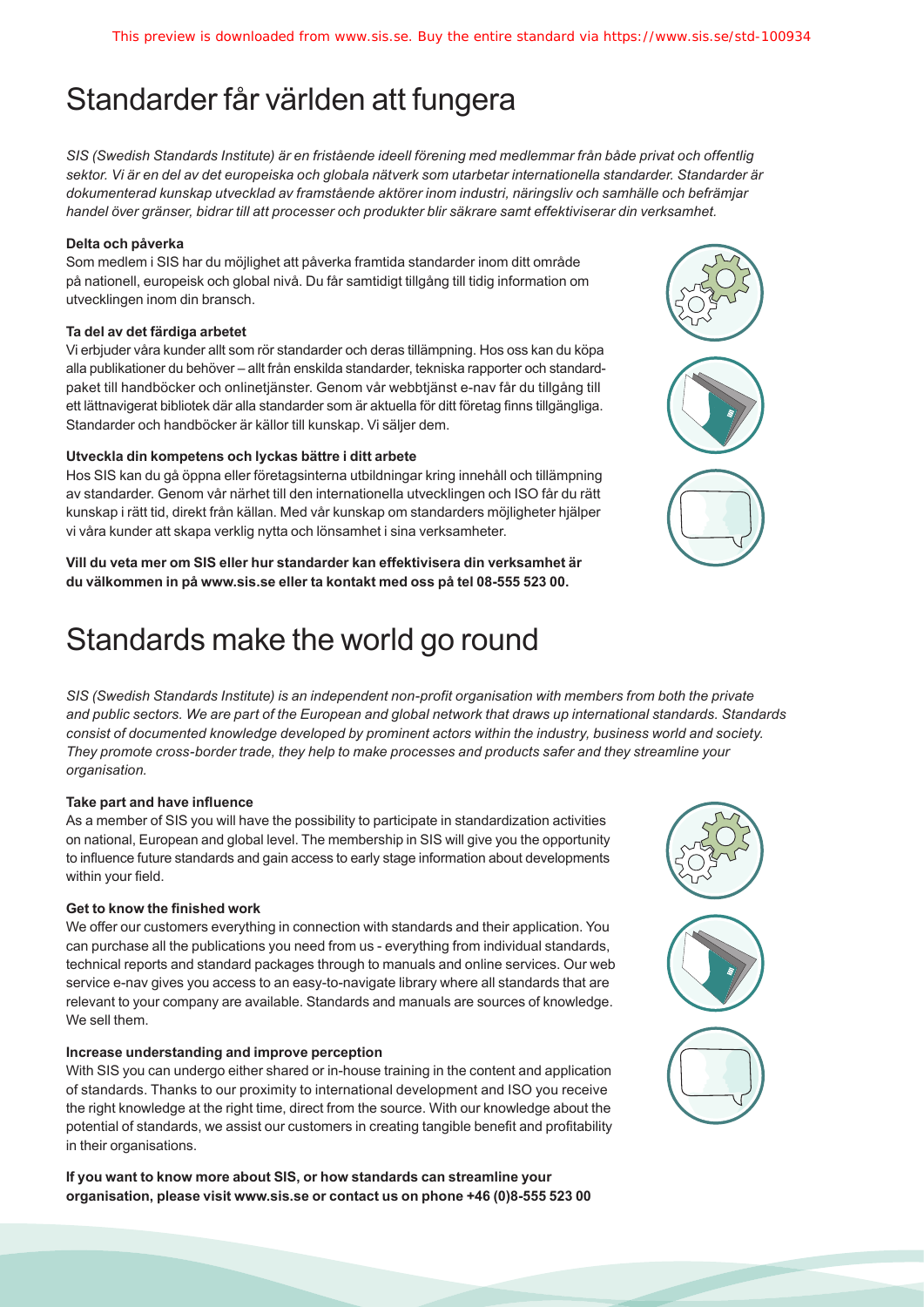# Standarder får världen att fungera

*SIS (Swedish Standards Institute) är en fristående ideell förening med medlemmar från både privat och offentlig sektor. Vi är en del av det europeiska och globala nätverk som utarbetar internationella standarder. Standarder är dokumenterad kunskap utvecklad av framstående aktörer inom industri, näringsliv och samhälle och befrämjar handel över gränser, bidrar till att processer och produkter blir säkrare samt effektiviserar din verksamhet.*

**Delta och påverka**

Som medlem i SIS har du möjlighet att påverka framtida standarder inom ditt område på nationell, europeisk och global nivå. Du får samtidigt tillgång till tidig information om utvecklingen inom din bransch.

**Ta del av det färdiga arbetet**

Vi erbjuder våra kunder allt som rör standarder och deras tillämpning. Hos oss kan du köpa alla publikationer du behöver – allt från enskilda standarder, tekniska rapporter och standardpaket till handböcker och onlinetjänster. Genom vår webbtjänst e-nav får du tillgång till ett lättnavigerat bibliotek där alla standarder som är aktuella för ditt företag finns tillgängliga. Standarder och handböcker är källor till kunskap. Vi säljer dem.

**Utveckla din kompetens och lyckas bättre i ditt arbete**

Hos SIS kan du gå öppna eller företagsinterna utbildningar kring innehåll och tillämpning av standarder. Genom vår närhet till den internationella utvecklingen och ISO får du rätt kunskap i rätt tid, direkt från källan. Med vår kunskap om standarders möjligheter hjälper vi våra kunder att skapa verklig nytta och lönsamhet i sina verksamheter.

**Vill du veta mer om SIS eller hur standarder kan effektivisera din verksamhet är du välkommen in på www.sis.se eller ta kontakt med oss på tel 08-555 523 00.**

# Standards make the world go round

*SIS (Swedish Standards Institute) is an independent non-profit organisation with members from both the private and public sectors. We are part of the European and global network that draws up international standards. Standards consist of documented knowledge developed by prominent actors within the industry, business world and society. They promote cross-border trade, they help to make processes and products safer and they streamline your organisation.*

**Take part and have influence**

As a member of SIS you will have the possibility to participate in standardization activities on national, European and global level. The membership in SIS will give you the opportunity to influence future standards and gain access to early stage information about developments within your field.

**Get to know the finished work**

We offer our customers everything in connection with standards and their application. You can purchase all the publications you need from us - everything from individual standards, technical reports and standard packages through to manuals and online services. Our web service e-nav gives you access to an easy-to-navigate library where all standards that are relevant to your company are available. Standards and manuals are sources of knowledge. We sell them.

**Increase understanding and improve perception**

With SIS you can undergo either shared or in-house training in the content and application of standards. Thanks to our proximity to international development and ISO you receive the right knowledge at the right time, direct from the source. With our knowledge about the potential of standards, we assist our customers in creating tangible benefit and profitability in their organisations.

**If you want to know more about SIS, or how standards can streamline your organisation, please visit www.sis.se or contact us on phone +46 (0)8-555 523 00**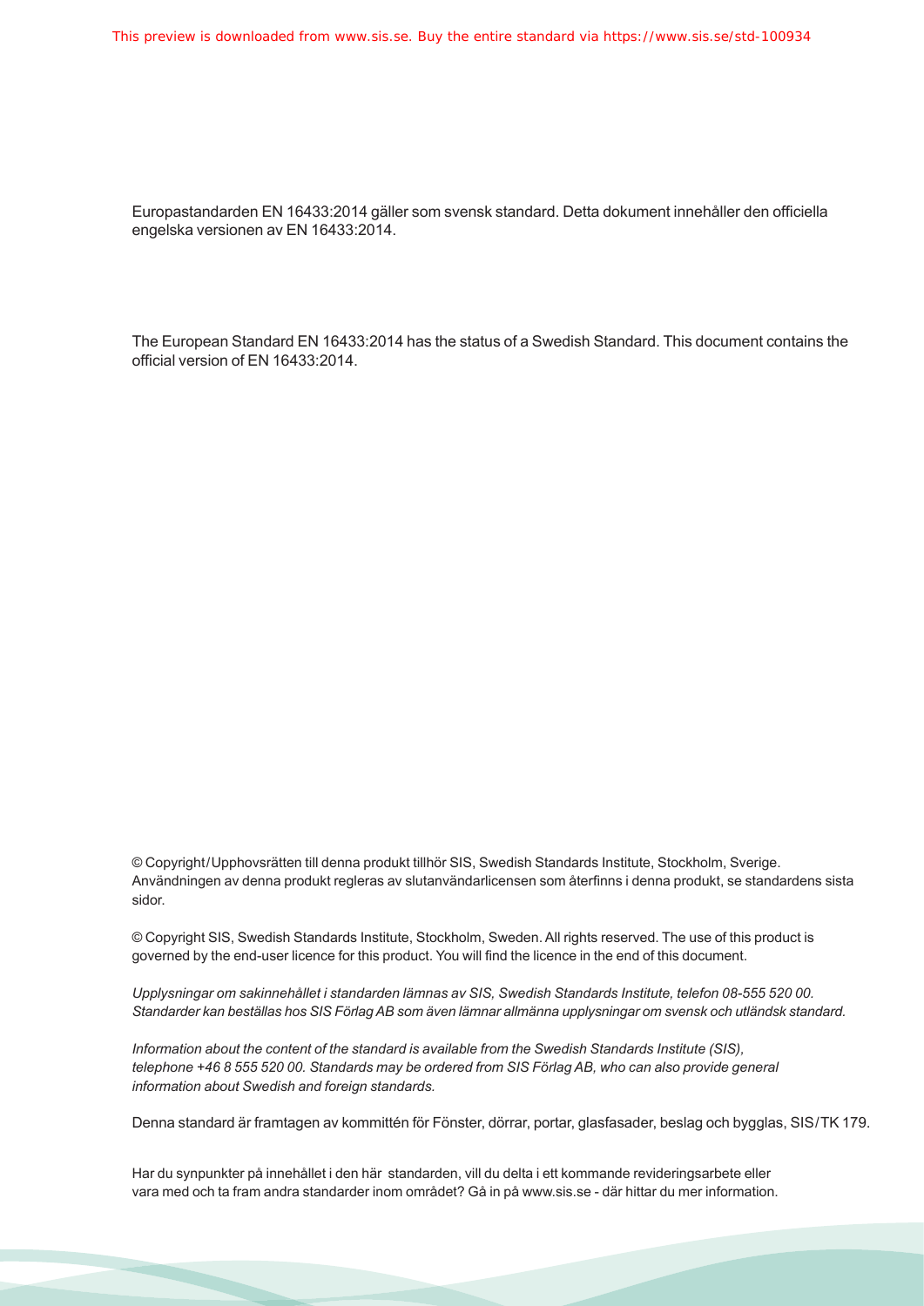Europastandarden EN 16433:2014 gäller som svensk standard. Detta dokument innehåller den officiella engelska versionen av EN 16433:2014.

The European Standard EN 16433:2014 has the status of a Swedish Standard. This document contains the official version of EN 16433:2014.

© Copyright/Upphovsrätten till denna produkt tillhör SIS, Swedish Standards Institute, Stockholm, Sverige. Användningen av denna produkt regleras av slutanvändarlicensen som återfinns i denna produkt, se standardens sista sidor.

© Copyright SIS, Swedish Standards Institute, Stockholm, Sweden. All rights reserved. The use of this product is governed by the end-user licence for this product. You will find the licence in the end of this document.

*Upplysningar om sakinnehållet i standarden lämnas av SIS, Swedish Standards Institute, telefon 08-555 520 00. Standarder kan beställas hos SIS Förlag AB som även lämnar allmänna upplysningar om svensk och utländsk standard.*

*Information about the content of the standard is available from the Swedish Standards Institute (SIS), telephone +46 8 555 520 00. Standards may be ordered from SIS Förlag AB, who can also provide general information about Swedish and foreign standards.*

Denna standard är framtagen av kommittén för Fönster, dörrar, portar, glasfasader, beslag och bygglas, SIS/TK 179.

Har du synpunkter på innehållet i den här standarden, vill du delta i ett kommande revideringsarbete eller vara med och ta fram andra standarder inom området? Gå in på www.sis.se - där hittar du mer information.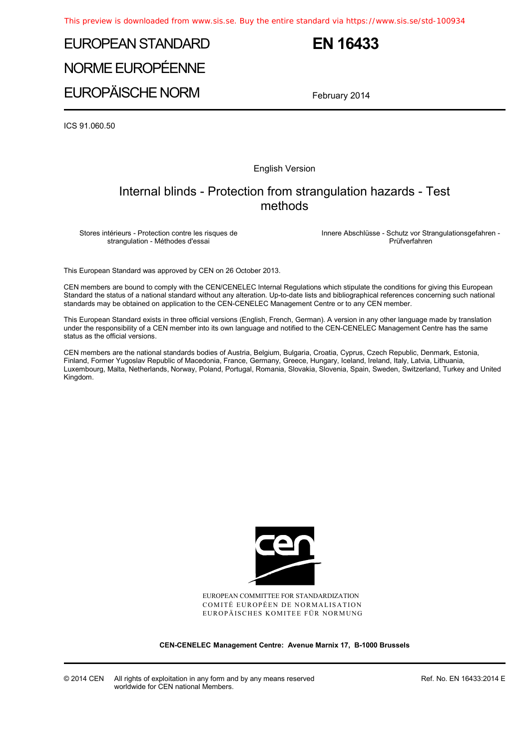This preview is downloaded from www.sis.se. Buy the entire standard via https://www.sis.se/std-100934

# EUROPEAN STANDARD
# NORME EUROPÉENNE
# EUROPÄISCHE NORM

# EN 16433

February 2014

ICS 91.060.50

English Version

## Internal blinds - Protection from strangulation hazards - Test methods

Stores intérieurs - Protection contre les risques de strangulation - Méthodes d'essai

Innere Abschlüsse - Schutz vor Strangulationsgefahren - Prüfverfahren

This European Standard was approved by CEN on 26 October 2013.

CEN members are bound to comply with the CEN/CENELEC Internal Regulations which stipulate the conditions for giving this European Standard the status of a national standard without any alteration. Up-to-date lists and bibliographical references concerning such national standards may be obtained on application to the CEN-CENELEC Management Centre or to any CEN member.

This European Standard exists in three official versions (English, French, German). A version in any other language made by translation under the responsibility of a CEN member into its own language and notified to the CEN-CENELEC Management Centre has the same status as the official versions.

CEN members are the national standards bodies of Austria, Belgium, Bulgaria, Croatia, Cyprus, Czech Republic, Denmark, Estonia, Finland, Former Yugoslav Republic of Macedonia, France, Germany, Greece, Hungary, Iceland, Ireland, Italy, Latvia, Lithuania, Luxembourg, Malta, Netherlands, Norway, Poland, Portugal, Romania, Slovakia, Slovenia, Spain, Sweden, Switzerland, Turkey and United Kingdom.

EUROPEAN COMMITTEE FOR STANDARDIZATION
COMITÉ EUROPÉEN DE NORMALISATION
EUROPÄISCHES KOMITEE FÜR NORMUNG

**CEN-CENELEC Management Centre: Avenue Marnix 17, B-1000 Brussels**

© 2014 CEN All rights of exploitation in any form and by any means reserved worldwide for CEN national Members.

Ref. No. EN 16433:2014 E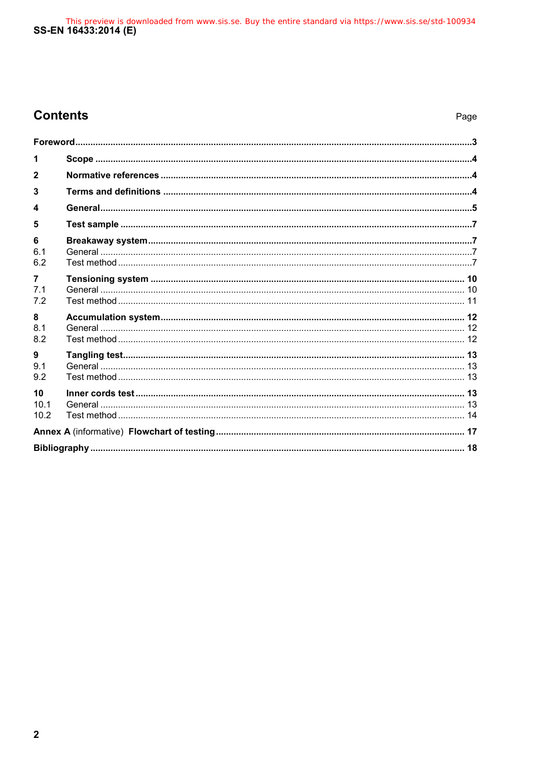# Contents

Page

Foreword .....3

1 Scope .....4

2 Normative references .....4

3 Terms and definitions .....4

4 General .....5

5 Test sample .....7

6 Breakaway system .....7

6.1 General .....7

6.2 Test method .....7

7 Tensioning system .....10

7.1 General .....10

7.2 Test method .....11

8 Accumulation system .....12

8.1 General .....12

8.2 Test method .....12

9 Tangling test .....13

9.1 General .....13

9.2 Test method .....13

10 Inner cords test .....13

10.1 General .....13

10.2 Test method .....14

Annex A (informative) Flowchart of testing .....17

Bibliography .....18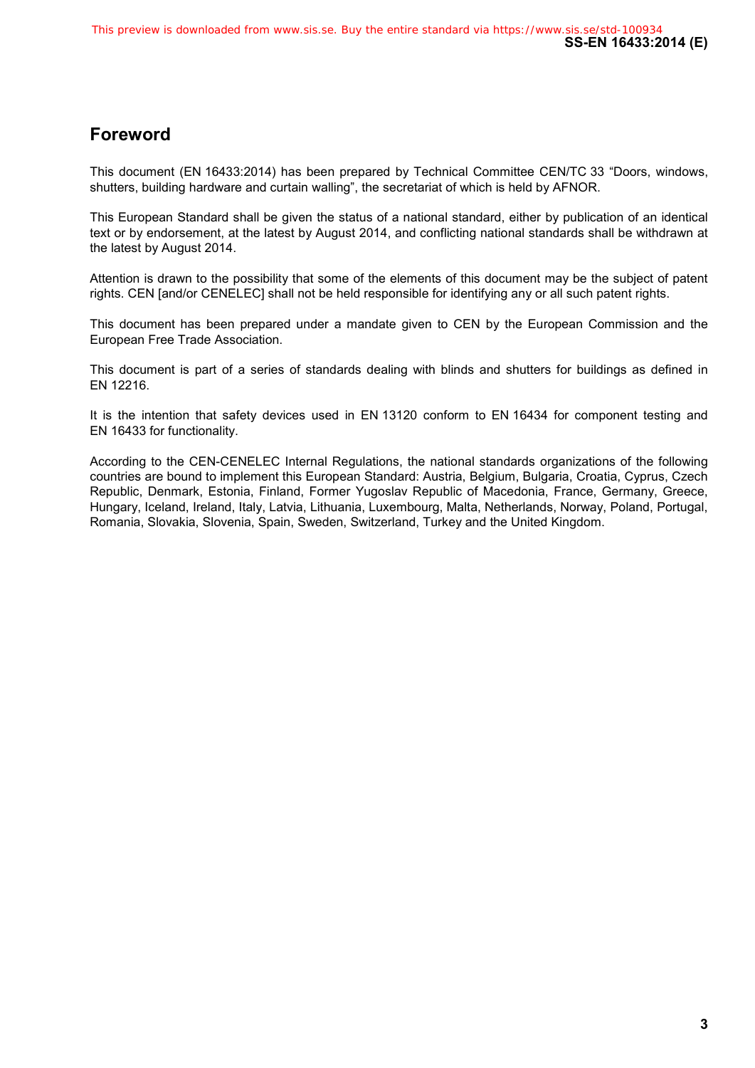## Foreword

This document (EN 16433:2014) has been prepared by Technical Committee CEN/TC 33 "Doors, windows, shutters, building hardware and curtain walling", the secretariat of which is held by AFNOR.

This European Standard shall be given the status of a national standard, either by publication of an identical text or by endorsement, at the latest by August 2014, and conflicting national standards shall be withdrawn at the latest by August 2014.

Attention is drawn to the possibility that some of the elements of this document may be the subject of patent rights. CEN [and/or CENELEC] shall not be held responsible for identifying any or all such patent rights.

This document has been prepared under a mandate given to CEN by the European Commission and the European Free Trade Association.

This document is part of a series of standards dealing with blinds and shutters for buildings as defined in EN 12216.

It is the intention that safety devices used in EN 13120 conform to EN 16434 for component testing and EN 16433 for functionality.

According to the CEN-CENELEC Internal Regulations, the national standards organizations of the following countries are bound to implement this European Standard: Austria, Belgium, Bulgaria, Croatia, Cyprus, Czech Republic, Denmark, Estonia, Finland, Former Yugoslav Republic of Macedonia, France, Germany, Greece, Hungary, Iceland, Ireland, Italy, Latvia, Lithuania, Luxembourg, Malta, Netherlands, Norway, Poland, Portugal, Romania, Slovakia, Slovenia, Spain, Sweden, Switzerland, Turkey and the United Kingdom.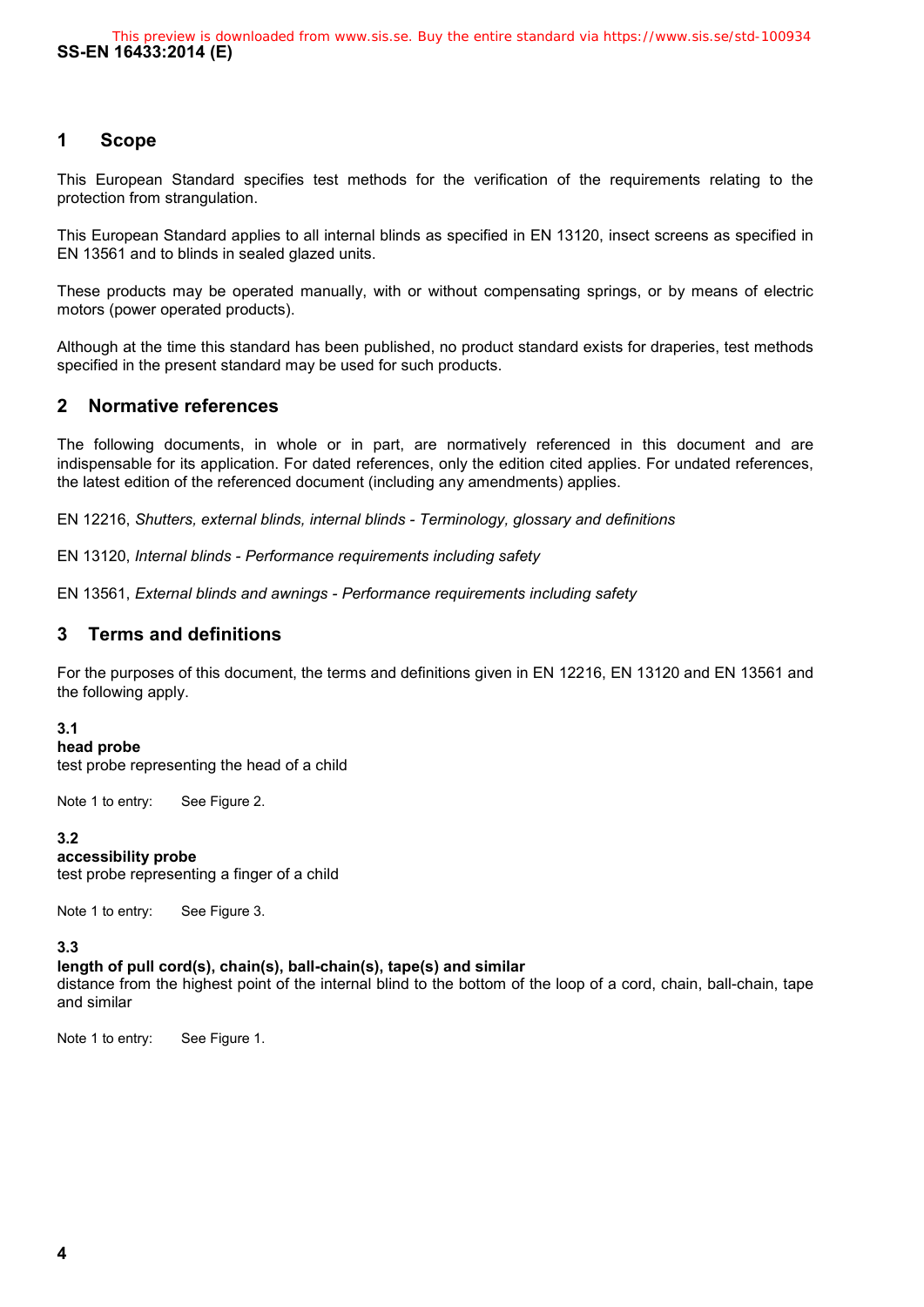## 1 Scope

This European Standard specifies test methods for the verification of the requirements relating to the protection from strangulation.

This European Standard applies to all internal blinds as specified in EN 13120, insect screens as specified in EN 13561 and to blinds in sealed glazed units.

These products may be operated manually, with or without compensating springs, or by means of electric motors (power operated products).

Although at the time this standard has been published, no product standard exists for draperies, test methods specified in the present standard may be used for such products.

## 2 Normative references

The following documents, in whole or in part, are normatively referenced in this document and are indispensable for its application. For dated references, only the edition cited applies. For undated references, the latest edition of the referenced document (including any amendments) applies.

EN 12216, *Shutters, external blinds, internal blinds - Terminology, glossary and definitions*

EN 13120, *Internal blinds - Performance requirements including safety*

EN 13561, *External blinds and awnings - Performance requirements including safety*

## 3 Terms and definitions

For the purposes of this document, the terms and definitions given in EN 12216, EN 13120 and EN 13561 and the following apply.

**3.1**
**head probe**
test probe representing the head of a child

Note 1 to entry: See Figure 2.

**3.2**
**accessibility probe**
test probe representing a finger of a child

Note 1 to entry: See Figure 3.

**3.3**
**length of pull cord(s), chain(s), ball-chain(s), tape(s) and similar**
distance from the highest point of the internal blind to the bottom of the loop of a cord, chain, ball-chain, tape and similar

Note 1 to entry: See Figure 1.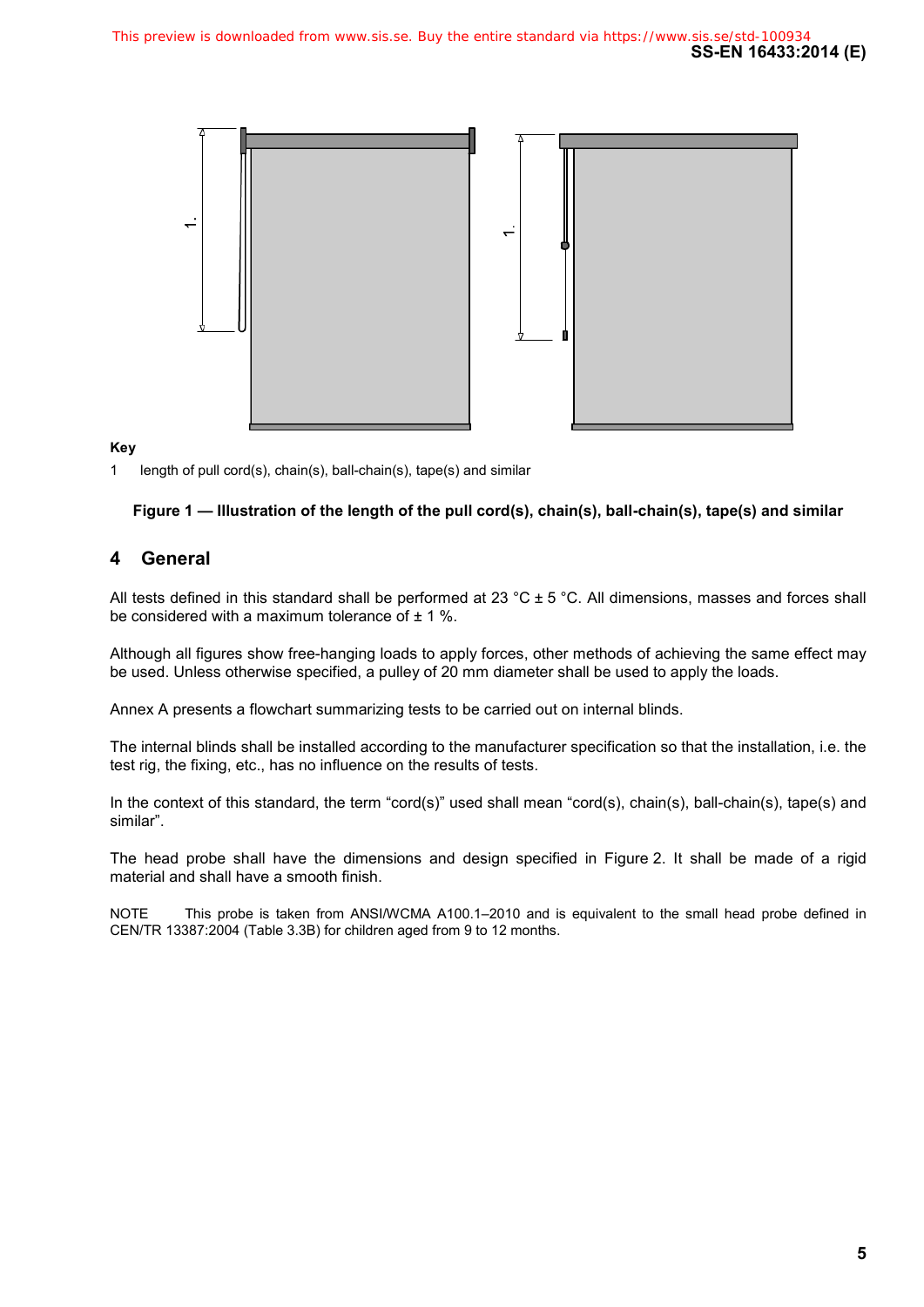**Key**

1 length of pull cord(s), chain(s), ball-chain(s), tape(s) and similar

**Figure 1 — Illustration of the length of the pull cord(s), chain(s), ball-chain(s), tape(s) and similar**

## 4 General

All tests defined in this standard shall be performed at 23 °C ± 5 °C. All dimensions, masses and forces shall be considered with a maximum tolerance of ± 1 %.

Although all figures show free-hanging loads to apply forces, other methods of achieving the same effect may be used. Unless otherwise specified, a pulley of 20 mm diameter shall be used to apply the loads.

Annex A presents a flowchart summarizing tests to be carried out on internal blinds.

The internal blinds shall be installed according to the manufacturer specification so that the installation, i.e. the test rig, the fixing, etc., has no influence on the results of tests.

In the context of this standard, the term "cord(s)" used shall mean "cord(s), chain(s), ball-chain(s), tape(s) and similar".

The head probe shall have the dimensions and design specified in Figure 2. It shall be made of a rigid material and shall have a smooth finish.

NOTE This probe is taken from ANSI/WCMA A100.1–2010 and is equivalent to the small head probe defined in CEN/TR 13387:2004 (Table 3.3B) for children aged from 9 to 12 months.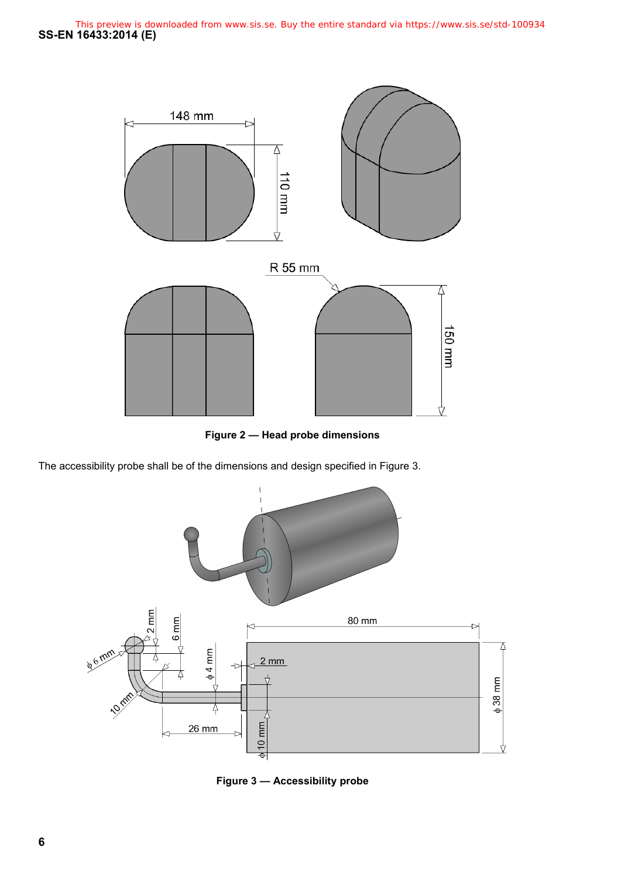Figure 2 — Head probe dimensions

The accessibility probe shall be of the dimensions and design specified in Figure 3.

Figure 3 — Accessibility probe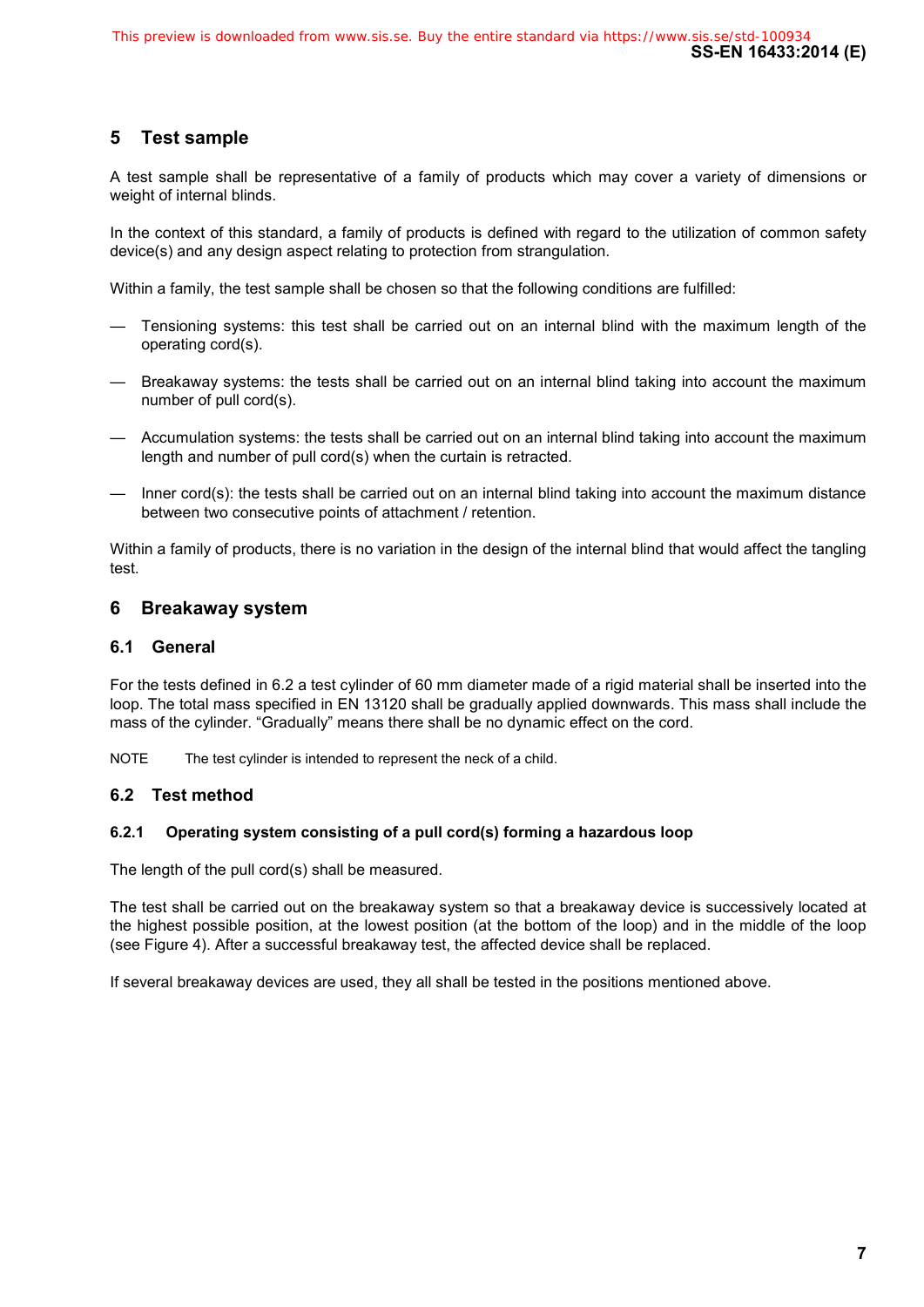## 5 Test sample

A test sample shall be representative of a family of products which may cover a variety of dimensions or weight of internal blinds.

In the context of this standard, a family of products is defined with regard to the utilization of common safety device(s) and any design aspect relating to protection from strangulation.

Within a family, the test sample shall be chosen so that the following conditions are fulfilled:

— Tensioning systems: this test shall be carried out on an internal blind with the maximum length of the operating cord(s).

— Breakaway systems: the tests shall be carried out on an internal blind taking into account the maximum number of pull cord(s).

— Accumulation systems: the tests shall be carried out on an internal blind taking into account the maximum length and number of pull cord(s) when the curtain is retracted.

— Inner cord(s): the tests shall be carried out on an internal blind taking into account the maximum distance between two consecutive points of attachment / retention.

Within a family of products, there is no variation in the design of the internal blind that would affect the tangling test.

## 6 Breakaway system

### 6.1 General

For the tests defined in 6.2 a test cylinder of 60 mm diameter made of a rigid material shall be inserted into the loop. The total mass specified in EN 13120 shall be gradually applied downwards. This mass shall include the mass of the cylinder. "Gradually" means there shall be no dynamic effect on the cord.

NOTE The test cylinder is intended to represent the neck of a child.

### 6.2 Test method

#### 6.2.1 Operating system consisting of a pull cord(s) forming a hazardous loop

The length of the pull cord(s) shall be measured.

The test shall be carried out on the breakaway system so that a breakaway device is successively located at the highest possible position, at the lowest position (at the bottom of the loop) and in the middle of the loop (see Figure 4). After a successful breakaway test, the affected device shall be replaced.

If several breakaway devices are used, they all shall be tested in the positions mentioned above.